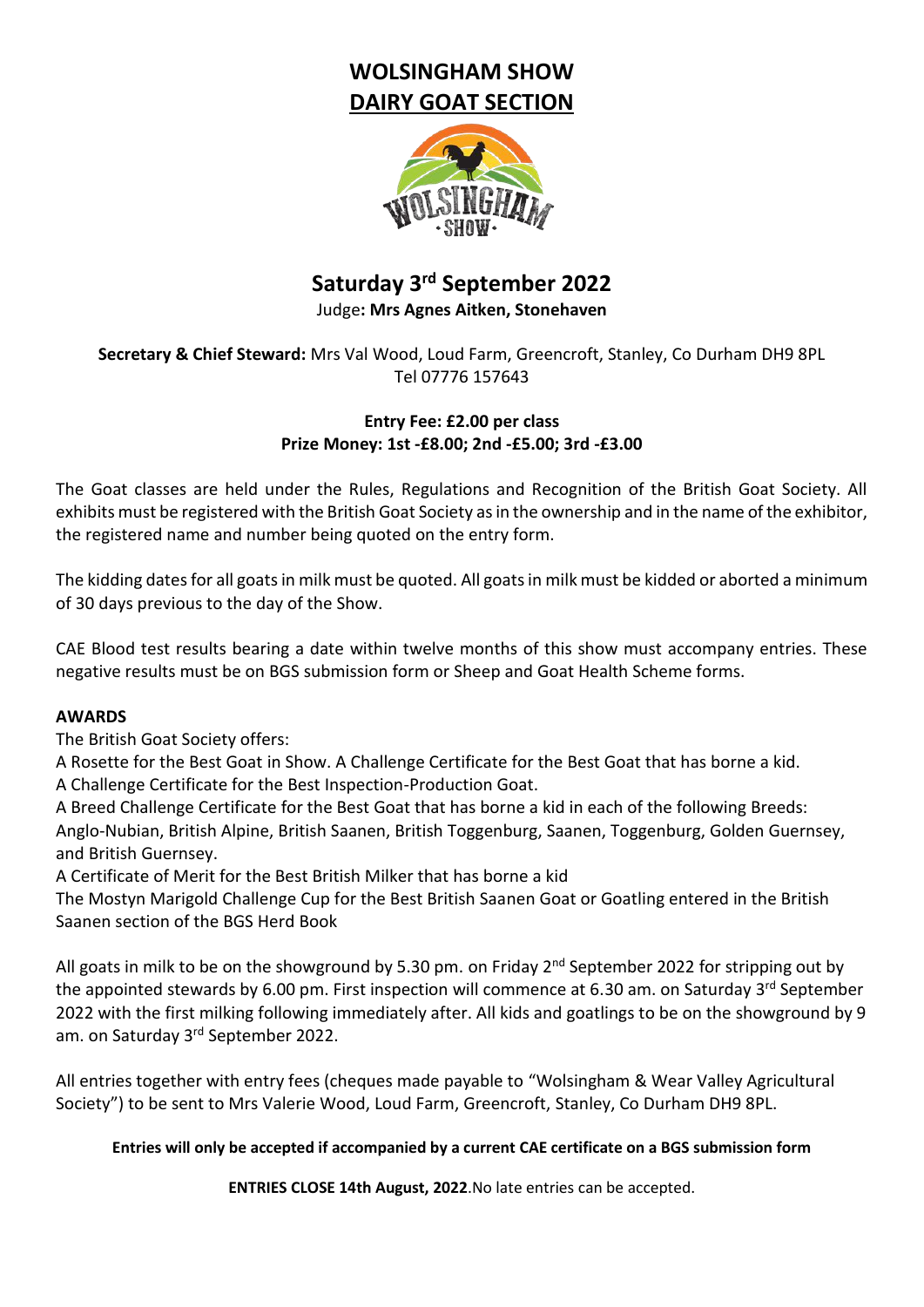# WOLSINGHAM SHOW

## DAIRY GOAT SECTION

## Saturday 3rd September 2022

Judge**: Mrs Agnes Aitken, Stonehaven**

**Secretary & Chief Steward:** Mrs Val Wood, Loud Farm, Greencroft, Stanley, Co Durham DH9 8PL
Tel 07776 157643

**Entry Fee: £2.00 per class**
**Prize Money: 1st -£8.00; 2nd -£5.00; 3rd -£3.00**

The Goat classes are held under the Rules, Regulations and Recognition of the British Goat Society. All exhibits must be registered with the British Goat Society as in the ownership and in the name of the exhibitor, the registered name and number being quoted on the entry form.

The kidding dates for all goats in milk must be quoted. All goats in milk must be kidded or aborted a minimum of 30 days previous to the day of the Show.

CAE Blood test results bearing a date within twelve months of this show must accompany entries. These negative results must be on BGS submission form or Sheep and Goat Health Scheme forms.

**AWARDS**

The British Goat Society offers:

A Rosette for the Best Goat in Show. A Challenge Certificate for the Best Goat that has borne a kid.
A Challenge Certificate for the Best Inspection-Production Goat.
A Breed Challenge Certificate for the Best Goat that has borne a kid in each of the following Breeds: Anglo-Nubian, British Alpine, British Saanen, British Toggenburg, Saanen, Toggenburg, Golden Guernsey, and British Guernsey.
A Certificate of Merit for the Best British Milker that has borne a kid
The Mostyn Marigold Challenge Cup for the Best British Saanen Goat or Goatling entered in the British Saanen section of the BGS Herd Book

All goats in milk to be on the showground by 5.30 pm. on Friday 2nd September 2022 for stripping out by the appointed stewards by 6.00 pm. First inspection will commence at 6.30 am. on Saturday 3rd September 2022 with the first milking following immediately after. All kids and goatlings to be on the showground by 9 am. on Saturday 3rd September 2022.

All entries together with entry fees (cheques made payable to "Wolsingham & Wear Valley Agricultural Society") to be sent to Mrs Valerie Wood, Loud Farm, Greencroft, Stanley, Co Durham DH9 8PL.

**Entries will only be accepted if accompanied by a current CAE certificate on a BGS submission form**

**ENTRIES CLOSE 14th August, 2022**.No late entries can be accepted.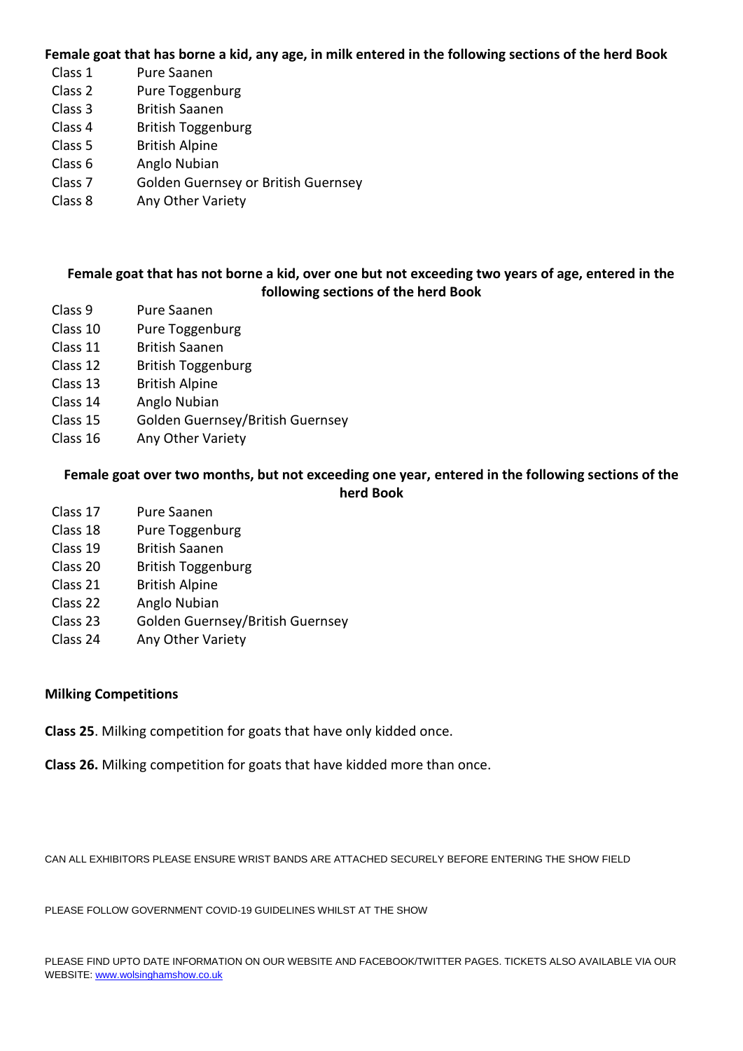**Female goat that has borne a kid, any age, in milk entered in the following sections of the herd Book**

| | |
|---|---|
| Class 1 | Pure Saanen |
| Class 2 | Pure Toggenburg |
| Class 3 | British Saanen |
| Class 4 | British Toggenburg |
| Class 5 | British Alpine |
| Class 6 | Anglo Nubian |
| Class 7 | Golden Guernsey or British Guernsey |
| Class 8 | Any Other Variety |

**Female goat that has not borne a kid, over one but not exceeding two years of age, entered in the following sections of the herd Book**

| | |
|---|---|
| Class 9 | Pure Saanen |
| Class 10 | Pure Toggenburg |
| Class 11 | British Saanen |
| Class 12 | British Toggenburg |
| Class 13 | British Alpine |
| Class 14 | Anglo Nubian |
| Class 15 | Golden Guernsey/British Guernsey |
| Class 16 | Any Other Variety |

**Female goat over two months, but not exceeding one year, entered in the following sections of the herd Book**

| | |
|---|---|
| Class 17 | Pure Saanen |
| Class 18 | Pure Toggenburg |
| Class 19 | British Saanen |
| Class 20 | British Toggenburg |
| Class 21 | British Alpine |
| Class 22 | Anglo Nubian |
| Class 23 | Golden Guernsey/British Guernsey |
| Class 24 | Any Other Variety |

**Milking Competitions**

**Class 25**. Milking competition for goats that have only kidded once.

**Class 26.** Milking competition for goats that have kidded more than once.

CAN ALL EXHIBITORS PLEASE ENSURE WRIST BANDS ARE ATTACHED SECURELY BEFORE ENTERING THE SHOW FIELD

PLEASE FOLLOW GOVERNMENT COVID-19 GUIDELINES WHILST AT THE SHOW

PLEASE FIND UPTO DATE INFORMATION ON OUR WEBSITE AND FACEBOOK/TWITTER PAGES. TICKETS ALSO AVAILABLE VIA OUR WEBSITE: www.wolsinghamshow.co.uk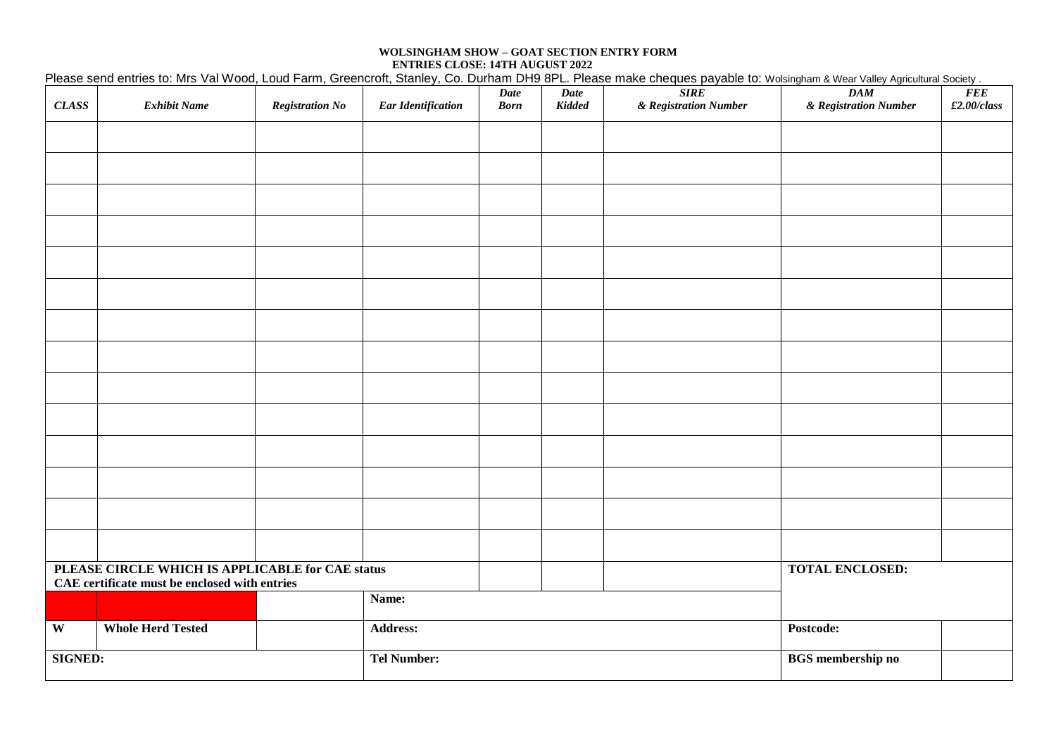**WOLSINGHAM SHOW – GOAT SECTION ENTRY FORM**
**ENTRIES CLOSE: 14TH AUGUST 2022**

Please send entries to: Mrs Val Wood, Loud Farm, Greencroft, Stanley, Co. Durham DH9 8PL. Please make cheques payable to: Wolsingham & Wear Valley Agricultural Society .

| *CLASS* | *Exhibit Name* | *Registration No* | *Ear Identification* | *Date Born* | *Date Kidded* | *SIRE & Registration Number* | *DAM & Registration Number* | *FEE £2.00/class* |
|---|---|---|---|---|---|---|---|---|
| | | | | | | | | |
| | | | | | | | | |
| | | | | | | | | |
| | | | | | | | | |
| | | | | | | | | |
| | | | | | | | | |
| | | | | | | | | |
| | | | | | | | | |
| | | | | | | | | |
| | | | | | | | | |
| | | | | | | | | |
| | | | | | | | | |
| | | | | | | | | |
| | | | | | | | | |
| **PLEASE CIRCLE WHICH IS APPLICABLE for CAE status CAE certificate must be enclosed with entries** | | | | | | | **TOTAL ENCLOSED:** | |
| | | | **Name:** | | | | | |
| **W** | **Whole Herd Tested** | | **Address:** | | | | **Postcode:** | |
| **SIGNED:** | | | **Tel Number:** | | | | **BGS membership no** | |